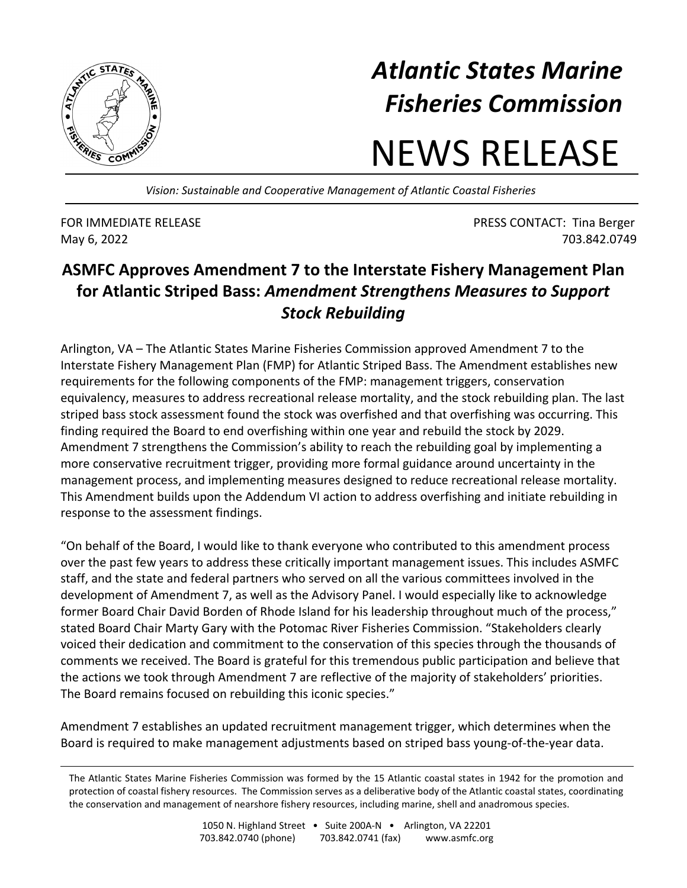# Atlantic States Marine Fisheries Commission

# NEWS RELEASE

*Vision: Sustainable and Cooperative Management of Atlantic Coastal Fisheries*

FOR IMMEDIATE RELEASE
May 6, 2022

PRESS CONTACT: Tina Berger
703.842.0749

## ASMFC Approves Amendment 7 to the Interstate Fishery Management Plan for Atlantic Striped Bass: *Amendment Strengthens Measures to Support Stock Rebuilding*

Arlington, VA – The Atlantic States Marine Fisheries Commission approved Amendment 7 to the Interstate Fishery Management Plan (FMP) for Atlantic Striped Bass. The Amendment establishes new requirements for the following components of the FMP: management triggers, conservation equivalency, measures to address recreational release mortality, and the stock rebuilding plan. The last striped bass stock assessment found the stock was overfished and that overfishing was occurring. This finding required the Board to end overfishing within one year and rebuild the stock by 2029. Amendment 7 strengthens the Commission's ability to reach the rebuilding goal by implementing a more conservative recruitment trigger, providing more formal guidance around uncertainty in the management process, and implementing measures designed to reduce recreational release mortality. This Amendment builds upon the Addendum VI action to address overfishing and initiate rebuilding in response to the assessment findings.

"On behalf of the Board, I would like to thank everyone who contributed to this amendment process over the past few years to address these critically important management issues. This includes ASMFC staff, and the state and federal partners who served on all the various committees involved in the development of Amendment 7, as well as the Advisory Panel. I would especially like to acknowledge former Board Chair David Borden of Rhode Island for his leadership throughout much of the process," stated Board Chair Marty Gary with the Potomac River Fisheries Commission. "Stakeholders clearly voiced their dedication and commitment to the conservation of this species through the thousands of comments we received. The Board is grateful for this tremendous public participation and believe that the actions we took through Amendment 7 are reflective of the majority of stakeholders' priorities. The Board remains focused on rebuilding this iconic species."

Amendment 7 establishes an updated recruitment management trigger, which determines when the Board is required to make management adjustments based on striped bass young-of-the-year data.

The Atlantic States Marine Fisheries Commission was formed by the 15 Atlantic coastal states in 1942 for the promotion and protection of coastal fishery resources. The Commission serves as a deliberative body of the Atlantic coastal states, coordinating the conservation and management of nearshore fishery resources, including marine, shell and anadromous species.

1050 N. Highland Street • Suite 200A-N • Arlington, VA 22201
703.842.0740 (phone) 703.842.0741 (fax) www.asmfc.org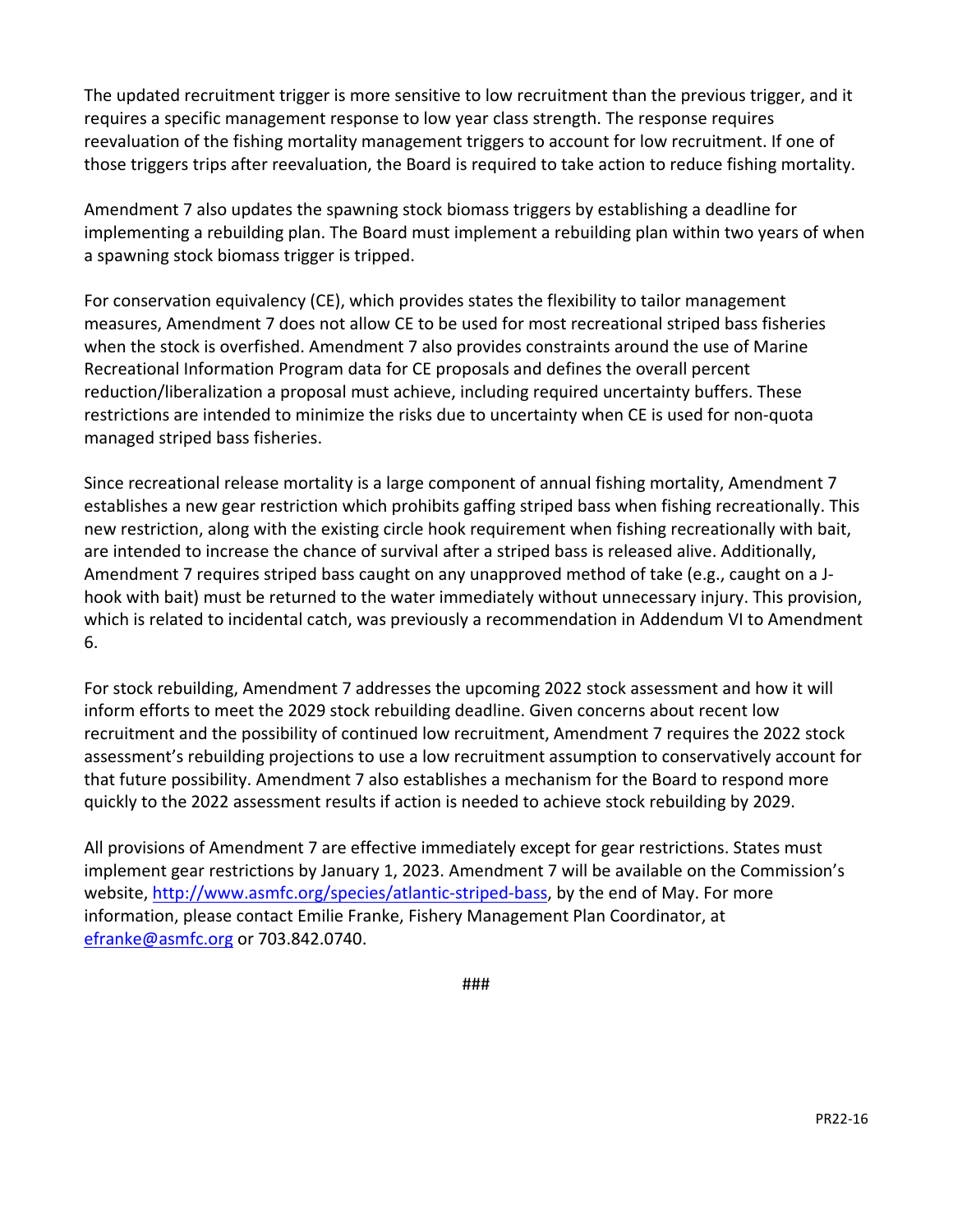The updated recruitment trigger is more sensitive to low recruitment than the previous trigger, and it requires a specific management response to low year class strength. The response requires reevaluation of the fishing mortality management triggers to account for low recruitment. If one of those triggers trips after reevaluation, the Board is required to take action to reduce fishing mortality.

Amendment 7 also updates the spawning stock biomass triggers by establishing a deadline for implementing a rebuilding plan. The Board must implement a rebuilding plan within two years of when a spawning stock biomass trigger is tripped.

For conservation equivalency (CE), which provides states the flexibility to tailor management measures, Amendment 7 does not allow CE to be used for most recreational striped bass fisheries when the stock is overfished. Amendment 7 also provides constraints around the use of Marine Recreational Information Program data for CE proposals and defines the overall percent reduction/liberalization a proposal must achieve, including required uncertainty buffers. These restrictions are intended to minimize the risks due to uncertainty when CE is used for non-quota managed striped bass fisheries.

Since recreational release mortality is a large component of annual fishing mortality, Amendment 7 establishes a new gear restriction which prohibits gaffing striped bass when fishing recreationally. This new restriction, along with the existing circle hook requirement when fishing recreationally with bait, are intended to increase the chance of survival after a striped bass is released alive. Additionally, Amendment 7 requires striped bass caught on any unapproved method of take (e.g., caught on a J-hook with bait) must be returned to the water immediately without unnecessary injury. This provision, which is related to incidental catch, was previously a recommendation in Addendum VI to Amendment 6.

For stock rebuilding, Amendment 7 addresses the upcoming 2022 stock assessment and how it will inform efforts to meet the 2029 stock rebuilding deadline. Given concerns about recent low recruitment and the possibility of continued low recruitment, Amendment 7 requires the 2022 stock assessment's rebuilding projections to use a low recruitment assumption to conservatively account for that future possibility. Amendment 7 also establishes a mechanism for the Board to respond more quickly to the 2022 assessment results if action is needed to achieve stock rebuilding by 2029.

All provisions of Amendment 7 are effective immediately except for gear restrictions. States must implement gear restrictions by January 1, 2023. Amendment 7 will be available on the Commission's website, [http://www.asmfc.org/species/atlantic-striped-bass](http://www.asmfc.org/species/atlantic-striped-bass), by the end of May. For more information, please contact Emilie Franke, Fishery Management Plan Coordinator, at [efranke@asmfc.org](mailto:efranke@asmfc.org) or 703.842.0740.

###

PR22-16